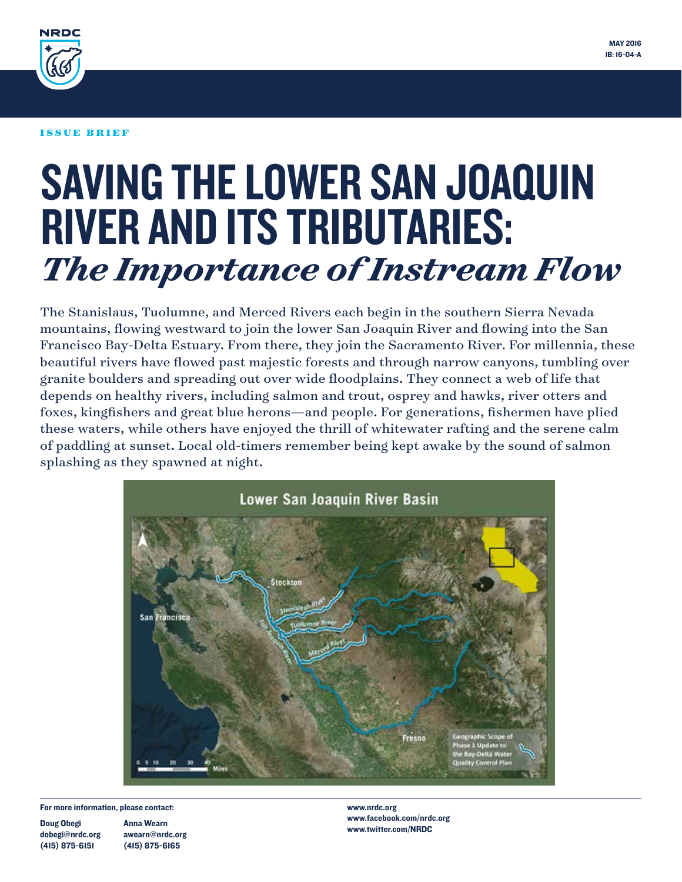NRDC

MAY 2016
IB: 16-04-A

ISSUE BRIEF

# SAVING THE LOWER SAN JOAQUIN RIVER AND ITS TRIBUTARIES: *The Importance of Instream Flow*

The Stanislaus, Tuolumne, and Merced Rivers each begin in the southern Sierra Nevada mountains, flowing westward to join the lower San Joaquin River and flowing into the San Francisco Bay-Delta Estuary. From there, they join the Sacramento River. For millennia, these beautiful rivers have flowed past majestic forests and through narrow canyons, tumbling over granite boulders and spreading out over wide floodplains. They connect a web of life that depends on healthy rivers, including salmon and trout, osprey and hawks, river otters and foxes, kingfishers and great blue herons—and people. For generations, fishermen have plied these waters, while others have enjoyed the thrill of whitewater rafting and the serene calm of paddling at sunset. Local old-timers remember being kept awake by the sound of salmon splashing as they spawned at night.

Lower San Joaquin River Basin

Stockton, San Francisco, Stanislaus River, Tuolumne River, Merced River, San Joaquin River, Fresno

Geographic Scope of Phase 1 Update to the Bay-Delta Water Quality Control Plan

0 5 10 20 30 40 Miles

For more information, please contact:

Doug Obegi
dobegi@nrdc.org
(415) 875-6151

Anna Wearn
awearn@nrdc.org
(415) 875-6165

www.nrdc.org
www.facebook.com/nrdc.org
www.twitter.com/NRDC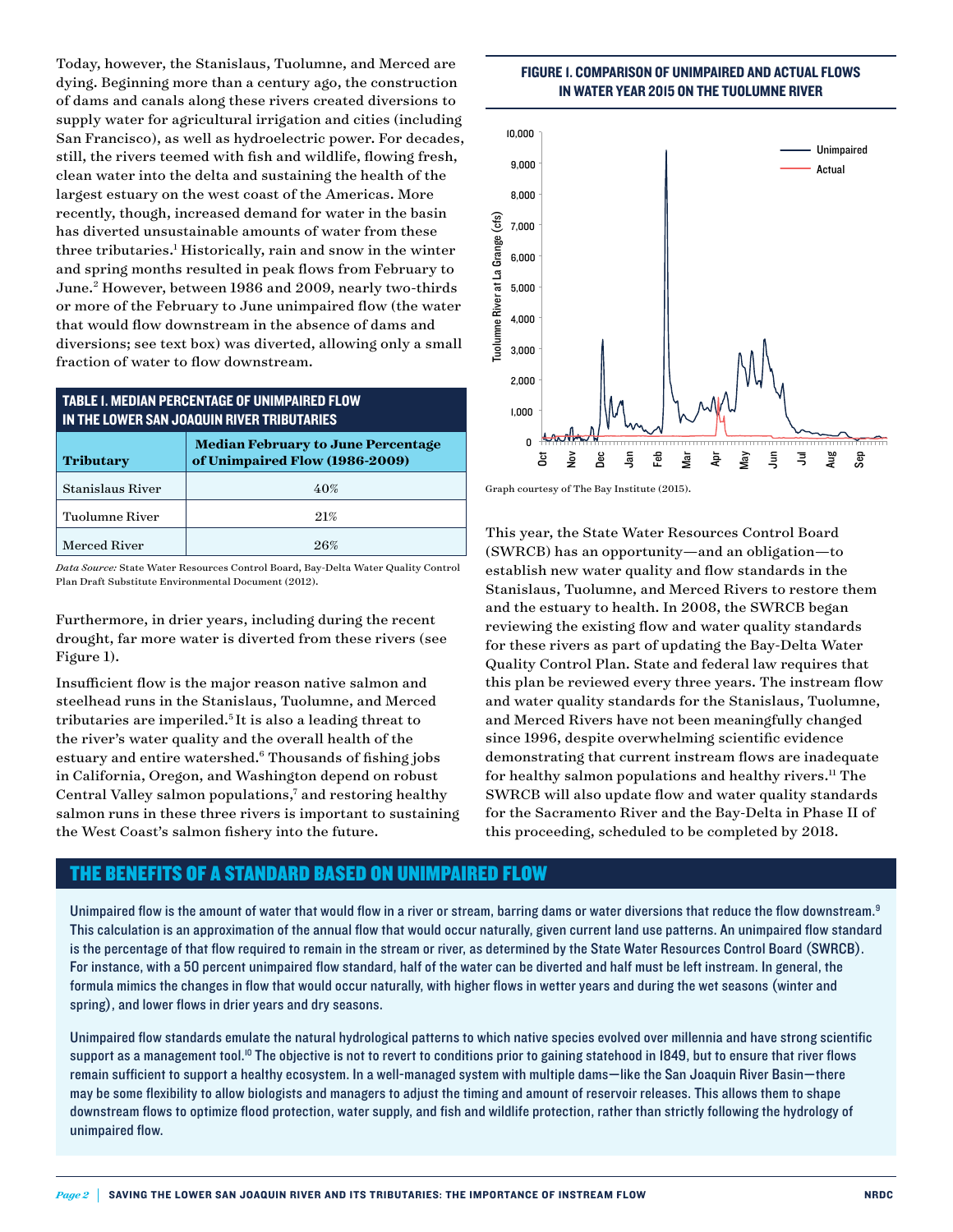Today, however, the Stanislaus, Tuolumne, and Merced are dying. Beginning more than a century ago, the construction of dams and canals along these rivers created diversions to supply water for agricultural irrigation and cities (including San Francisco), as well as hydroelectric power. For decades, still, the rivers teemed with fish and wildlife, flowing fresh, clean water into the delta and sustaining the health of the largest estuary on the west coast of the Americas. More recently, though, increased demand for water in the basin has diverted unsustainable amounts of water from these three tributaries.[1] Historically, rain and snow in the winter and spring months resulted in peak flows from February to June.[2] However, between 1986 and 2009, nearly two-thirds or more of the February to June unimpaired flow (the water that would flow downstream in the absence of dams and diversions; see text box) was diverted, allowing only a small fraction of water to flow downstream.

**TABLE 1. MEDIAN PERCENTAGE OF UNIMPAIRED FLOW IN THE LOWER SAN JOAQUIN RIVER TRIBUTARIES**

| Tributary | Median February to June Percentage of Unimpaired Flow (1986-2009) |
|---|---|
| Stanislaus River | 40% |
| Tuolumne River | 21% |
| Merced River | 26% |

*Data Source:* State Water Resources Control Board, Bay-Delta Water Quality Control Plan Draft Substitute Environmental Document (2012).

Furthermore, in drier years, including during the recent drought, far more water is diverted from these rivers (see Figure 1).

Insufficient flow is the major reason native salmon and steelhead runs in the Stanislaus, Tuolumne, and Merced tributaries are imperiled.[5] It is also a leading threat to the river's water quality and the overall health of the estuary and entire watershed.[6] Thousands of fishing jobs in California, Oregon, and Washington depend on robust Central Valley salmon populations,[7] and restoring healthy salmon runs in these three rivers is important to sustaining the West Coast's salmon fishery into the future.

**FIGURE 1. COMPARISON OF UNIMPAIRED AND ACTUAL FLOWS IN WATER YEAR 2015 ON THE TUOLUMNE RIVER**

Graph courtesy of The Bay Institute (2015).

This year, the State Water Resources Control Board (SWRCB) has an opportunity—and an obligation—to establish new water quality and flow standards in the Stanislaus, Tuolumne, and Merced Rivers to restore them and the estuary to health. In 2008, the SWRCB began reviewing the existing flow and water quality standards for these rivers as part of updating the Bay-Delta Water Quality Control Plan. State and federal law requires that this plan be reviewed every three years. The instream flow and water quality standards for the Stanislaus, Tuolumne, and Merced Rivers have not been meaningfully changed since 1996, despite overwhelming scientific evidence demonstrating that current instream flows are inadequate for healthy salmon populations and healthy rivers.[11] The SWRCB will also update flow and water quality standards for the Sacramento River and the Bay-Delta in Phase II of this proceeding, scheduled to be completed by 2018.

## THE BENEFITS OF A STANDARD BASED ON UNIMPAIRED FLOW

Unimpaired flow is the amount of water that would flow in a river or stream, barring dams or water diversions that reduce the flow downstream.[9] This calculation is an approximation of the annual flow that would occur naturally, given current land use patterns. An unimpaired flow standard is the percentage of that flow required to remain in the stream or river, as determined by the State Water Resources Control Board (SWRCB). For instance, with a 50 percent unimpaired flow standard, half of the water can be diverted and half must be left instream. In general, the formula mimics the changes in flow that would occur naturally, with higher flows in wetter years and during the wet seasons (winter and spring), and lower flows in drier years and dry seasons.

Unimpaired flow standards emulate the natural hydrological patterns to which native species evolved over millennia and have strong scientific support as a management tool.[10] The objective is not to revert to conditions prior to gaining statehood in 1849, but to ensure that river flows remain sufficient to support a healthy ecosystem. In a well-managed system with multiple dams—like the San Joaquin River Basin—there may be some flexibility to allow biologists and managers to adjust the timing and amount of reservoir releases. This allows them to shape downstream flows to optimize flood protection, water supply, and fish and wildlife protection, rather than strictly following the hydrology of unimpaired flow.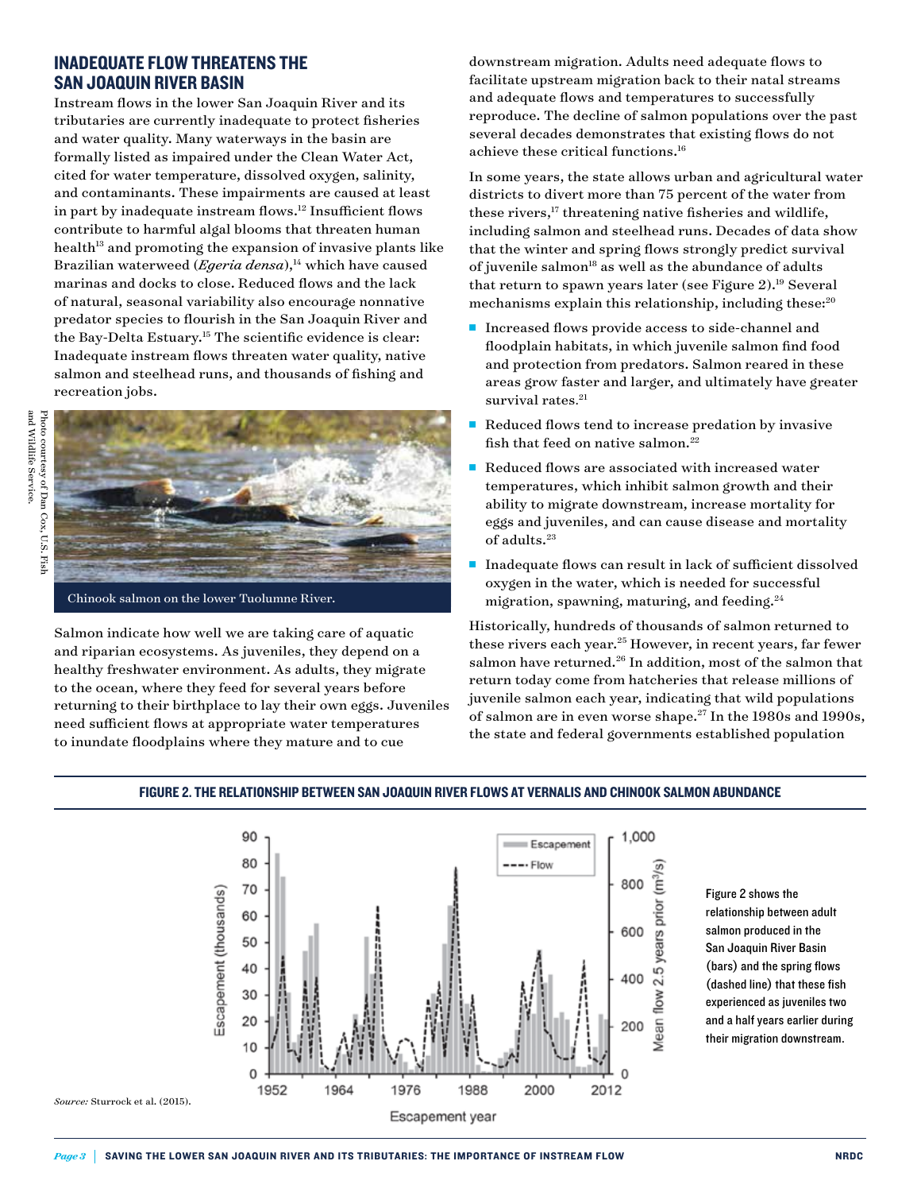## INADEQUATE FLOW THREATENS THE SAN JOAQUIN RIVER BASIN

Instream flows in the lower San Joaquin River and its tributaries are currently inadequate to protect fisheries and water quality. Many waterways in the basin are formally listed as impaired under the Clean Water Act, cited for water temperature, dissolved oxygen, salinity, and contaminants. These impairments are caused at least in part by inadequate instream flows.[12] Insufficient flows contribute to harmful algal blooms that threaten human health[13] and promoting the expansion of invasive plants like Brazilian waterweed (*Egeria densa*),[14] which have caused marinas and docks to close. Reduced flows and the lack of natural, seasonal variability also encourage nonnative predator species to flourish in the San Joaquin River and the Bay-Delta Estuary.[15] The scientific evidence is clear: Inadequate instream flows threaten water quality, native salmon and steelhead runs, and thousands of fishing and recreation jobs.

Photo courtesy of Dan Cox, U.S. Fish and Wildlife Service.

Chinook salmon on the lower Tuolumne River.

Salmon indicate how well we are taking care of aquatic and riparian ecosystems. As juveniles, they depend on a healthy freshwater environment. As adults, they migrate to the ocean, where they feed for several years before returning to their birthplace to lay their own eggs. Juveniles need sufficient flows at appropriate water temperatures to inundate floodplains where they mature and to cue downstream migration. Adults need adequate flows to facilitate upstream migration back to their natal streams and adequate flows and temperatures to successfully reproduce. The decline of salmon populations over the past several decades demonstrates that existing flows do not achieve these critical functions.[16]

In some years, the state allows urban and agricultural water districts to divert more than 75 percent of the water from these rivers,[17] threatening native fisheries and wildlife, including salmon and steelhead runs. Decades of data show that the winter and spring flows strongly predict survival of juvenile salmon[18] as well as the abundance of adults that return to spawn years later (see Figure 2).[19] Several mechanisms explain this relationship, including these:[20]

- Increased flows provide access to side-channel and floodplain habitats, in which juvenile salmon find food and protection from predators. Salmon reared in these areas grow faster and larger, and ultimately have greater survival rates.[21]
- Reduced flows tend to increase predation by invasive fish that feed on native salmon.[22]
- Reduced flows are associated with increased water temperatures, which inhibit salmon growth and their ability to migrate downstream, increase mortality for eggs and juveniles, and can cause disease and mortality of adults.[23]
- Inadequate flows can result in lack of sufficient dissolved oxygen in the water, which is needed for successful migration, spawning, maturing, and feeding.[24]

Historically, hundreds of thousands of salmon returned to these rivers each year.[25] However, in recent years, far fewer salmon have returned.[26] In addition, most of the salmon that return today come from hatcheries that release millions of juvenile salmon each year, indicating that wild populations of salmon are in even worse shape.[27] In the 1980s and 1990s, the state and federal governments established population

### FIGURE 2. THE RELATIONSHIP BETWEEN SAN JOAQUIN RIVER FLOWS AT VERNALIS AND CHINOOK SALMON ABUNDANCE

Figure 2 shows the relationship between adult salmon produced in the San Joaquin River Basin (bars) and the spring flows (dashed line) that these fish experienced as juveniles two and a half years earlier during their migration downstream.

*Source:* Sturrock et al. (2015).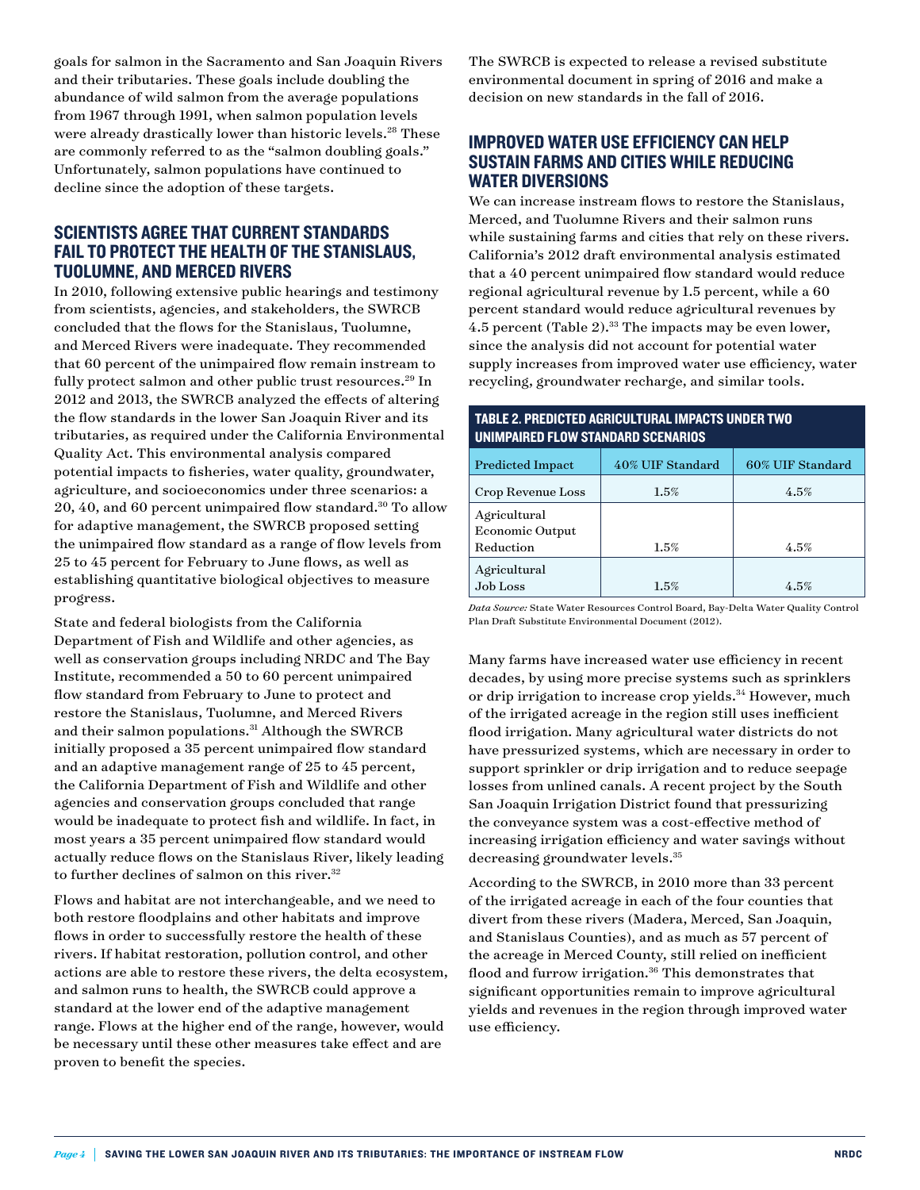goals for salmon in the Sacramento and San Joaquin Rivers and their tributaries. These goals include doubling the abundance of wild salmon from the average populations from 1967 through 1991, when salmon population levels were already drastically lower than historic levels.[28] These are commonly referred to as the "salmon doubling goals." Unfortunately, salmon populations have continued to decline since the adoption of these targets.

## SCIENTISTS AGREE THAT CURRENT STANDARDS FAIL TO PROTECT THE HEALTH OF THE STANISLAUS, TUOLUMNE, AND MERCED RIVERS

In 2010, following extensive public hearings and testimony from scientists, agencies, and stakeholders, the SWRCB concluded that the flows for the Stanislaus, Tuolumne, and Merced Rivers were inadequate. They recommended that 60 percent of the unimpaired flow remain instream to fully protect salmon and other public trust resources.[29] In 2012 and 2013, the SWRCB analyzed the effects of altering the flow standards in the lower San Joaquin River and its tributaries, as required under the California Environmental Quality Act. This environmental analysis compared potential impacts to fisheries, water quality, groundwater, agriculture, and socioeconomics under three scenarios: a 20, 40, and 60 percent unimpaired flow standard.[30] To allow for adaptive management, the SWRCB proposed setting the unimpaired flow standard as a range of flow levels from 25 to 45 percent for February to June flows, as well as establishing quantitative biological objectives to measure progress.

State and federal biologists from the California Department of Fish and Wildlife and other agencies, as well as conservation groups including NRDC and The Bay Institute, recommended a 50 to 60 percent unimpaired flow standard from February to June to protect and restore the Stanislaus, Tuolumne, and Merced Rivers and their salmon populations.[31] Although the SWRCB initially proposed a 35 percent unimpaired flow standard and an adaptive management range of 25 to 45 percent, the California Department of Fish and Wildlife and other agencies and conservation groups concluded that range would be inadequate to protect fish and wildlife. In fact, in most years a 35 percent unimpaired flow standard would actually reduce flows on the Stanislaus River, likely leading to further declines of salmon on this river.[32]

Flows and habitat are not interchangeable, and we need to both restore floodplains and other habitats and improve flows in order to successfully restore the health of these rivers. If habitat restoration, pollution control, and other actions are able to restore these rivers, the delta ecosystem, and salmon runs to health, the SWRCB could approve a standard at the lower end of the adaptive management range. Flows at the higher end of the range, however, would be necessary until these other measures take effect and are proven to benefit the species.

The SWRCB is expected to release a revised substitute environmental document in spring of 2016 and make a decision on new standards in the fall of 2016.

## IMPROVED WATER USE EFFICIENCY CAN HELP SUSTAIN FARMS AND CITIES WHILE REDUCING WATER DIVERSIONS

We can increase instream flows to restore the Stanislaus, Merced, and Tuolumne Rivers and their salmon runs while sustaining farms and cities that rely on these rivers. California's 2012 draft environmental analysis estimated that a 40 percent unimpaired flow standard would reduce regional agricultural revenue by 1.5 percent, while a 60 percent standard would reduce agricultural revenues by 4.5 percent (Table 2).[33] The impacts may be even lower, since the analysis did not account for potential water supply increases from improved water use efficiency, water recycling, groundwater recharge, and similar tools.

**TABLE 2. PREDICTED AGRICULTURAL IMPACTS UNDER TWO UNIMPAIRED FLOW STANDARD SCENARIOS**

| Predicted Impact | 40% UIF Standard | 60% UIF Standard |
|---|---|---|
| Crop Revenue Loss | 1.5% | 4.5% |
| Agricultural Economic Output Reduction | 1.5% | 4.5% |
| Agricultural Job Loss | 1.5% | 4.5% |

*Data Source:* State Water Resources Control Board, Bay-Delta Water Quality Control Plan Draft Substitute Environmental Document (2012).

Many farms have increased water use efficiency in recent decades, by using more precise systems such as sprinklers or drip irrigation to increase crop yields.[34] However, much of the irrigated acreage in the region still uses inefficient flood irrigation. Many agricultural water districts do not have pressurized systems, which are necessary in order to support sprinkler or drip irrigation and to reduce seepage losses from unlined canals. A recent project by the South San Joaquin Irrigation District found that pressurizing the conveyance system was a cost-effective method of increasing irrigation efficiency and water savings without decreasing groundwater levels.[35]

According to the SWRCB, in 2010 more than 33 percent of the irrigated acreage in each of the four counties that divert from these rivers (Madera, Merced, San Joaquin, and Stanislaus Counties), and as much as 57 percent of the acreage in Merced County, still relied on inefficient flood and furrow irrigation.[36] This demonstrates that significant opportunities remain to improve agricultural yields and revenues in the region through improved water use efficiency.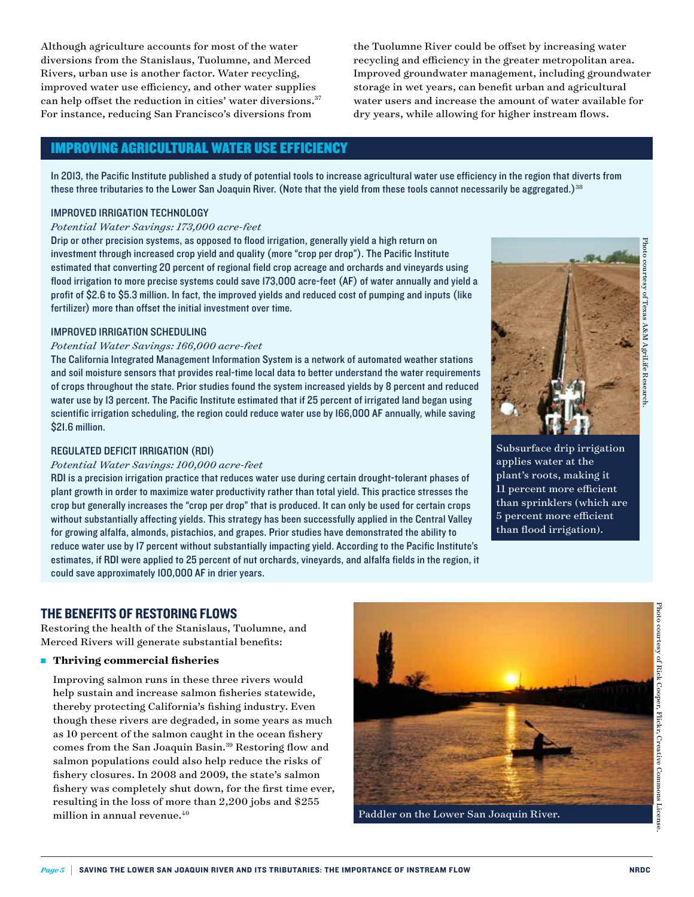Although agriculture accounts for most of the water diversions from the Stanislaus, Tuolumne, and Merced Rivers, urban use is another factor. Water recycling, improved water use efficiency, and other water supplies can help offset the reduction in cities' water diversions.[37] For instance, reducing San Francisco's diversions from the Tuolumne River could be offset by increasing water recycling and efficiency in the greater metropolitan area. Improved groundwater management, including groundwater storage in wet years, can benefit urban and agricultural water users and increase the amount of water available for dry years, while allowing for higher instream flows.

## IMPROVING AGRICULTURAL WATER USE EFFICIENCY

In 2013, the Pacific Institute published a study of potential tools to increase agricultural water use efficiency in the region that diverts from these three tributaries to the Lower San Joaquin River. (Note that the yield from these tools cannot necessarily be aggregated.)[38]

### IMPROVED IRRIGATION TECHNOLOGY

*Potential Water Savings: 173,000 acre-feet*

Drip or other precision systems, as opposed to flood irrigation, generally yield a high return on investment through increased crop yield and quality (more "crop per drop"). The Pacific Institute estimated that converting 20 percent of regional field crop acreage and orchards and vineyards using flood irrigation to more precise systems could save 173,000 acre-feet (AF) of water annually and yield a profit of $2.6 to $5.3 million. In fact, the improved yields and reduced cost of pumping and inputs (like fertilizer) more than offset the initial investment over time.

### IMPROVED IRRIGATION SCHEDULING

*Potential Water Savings: 166,000 acre-feet*

The California Integrated Management Information System is a network of automated weather stations and soil moisture sensors that provides real-time local data to better understand the water requirements of crops throughout the state. Prior studies found the system increased yields by 8 percent and reduced water use by 13 percent. The Pacific Institute estimated that if 25 percent of irrigated land began using scientific irrigation scheduling, the region could reduce water use by 166,000 AF annually, while saving $21.6 million.

### REGULATED DEFICIT IRRIGATION (RDI)

*Potential Water Savings: 100,000 acre-feet*

RDI is a precision irrigation practice that reduces water use during certain drought-tolerant phases of plant growth in order to maximize water productivity rather than total yield. This practice stresses the crop but generally increases the "crop per drop" that is produced. It can only be used for certain crops without substantially affecting yields. This strategy has been successfully applied in the Central Valley for growing alfalfa, almonds, pistachios, and grapes. Prior studies have demonstrated the ability to reduce water use by 17 percent without substantially impacting yield. According to the Pacific Institute's estimates, if RDI were applied to 25 percent of nut orchards, vineyards, and alfalfa fields in the region, it could save approximately 100,000 AF in drier years.

Photo courtesy of Texas A&M AgriLife Research.

Subsurface drip irrigation applies water at the plant's roots, making it 11 percent more efficient than sprinklers (which are 5 percent more efficient than flood irrigation).

## THE BENEFITS OF RESTORING FLOWS

Restoring the health of the Stanislaus, Tuolumne, and Merced Rivers will generate substantial benefits:

- **Thriving commercial fisheries**

  Improving salmon runs in these three rivers would help sustain and increase salmon fisheries statewide, thereby protecting California's fishing industry. Even though these rivers are degraded, in some years as much as 10 percent of the salmon caught in the ocean fishery comes from the San Joaquin Basin.[39] Restoring flow and salmon populations could also help reduce the risks of fishery closures. In 2008 and 2009, the state's salmon fishery was completely shut down, for the first time ever, resulting in the loss of more than 2,200 jobs and $255 million in annual revenue.[40]

Photo courtesy of Rick Cooper, Flickr, Creative Commons License.

Paddler on the Lower San Joaquin River.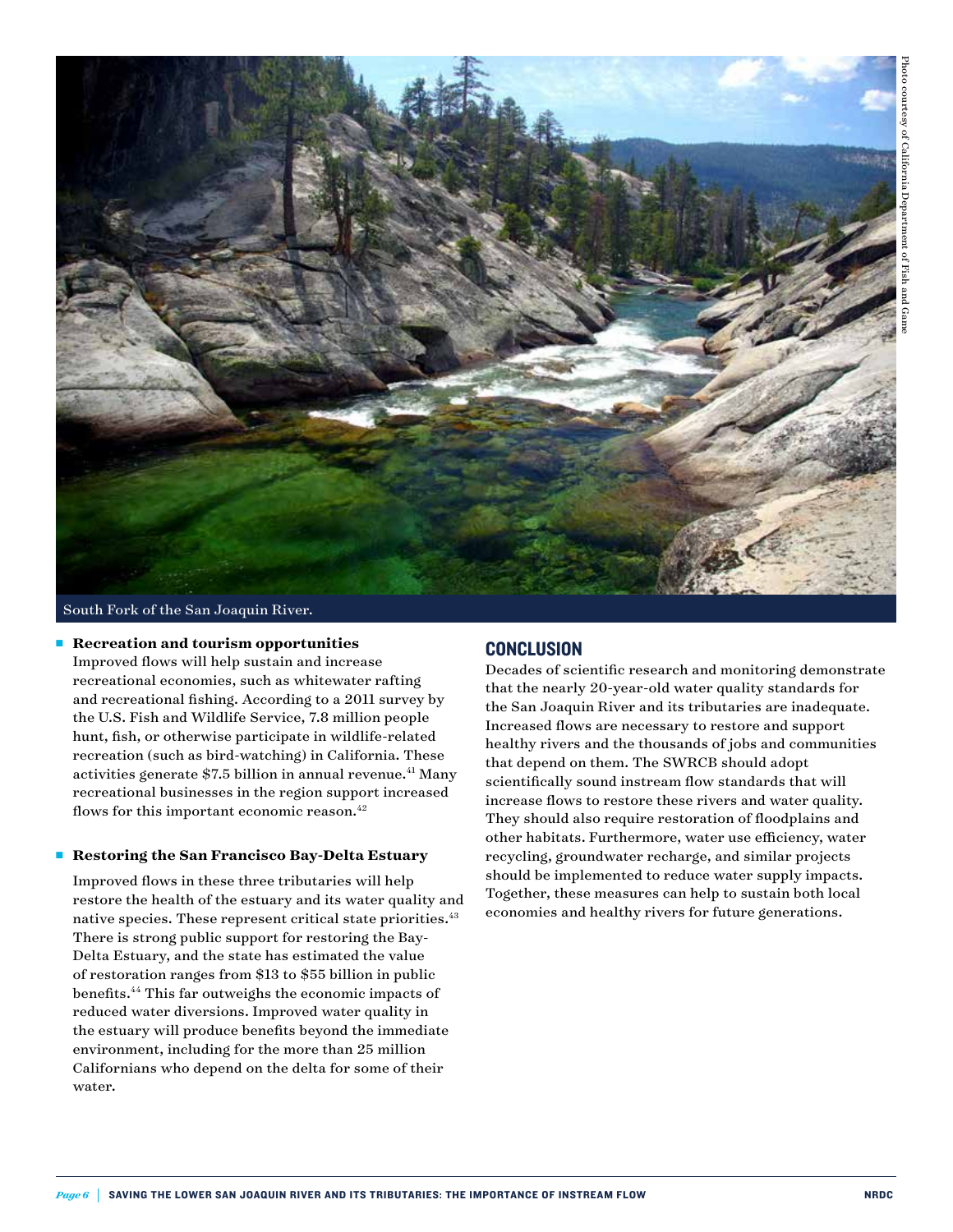South Fork of the San Joaquin River.

Photo courtesy of California Department of Fish and Game

- **Recreation and tourism opportunities**
  Improved flows will help sustain and increase recreational economies, such as whitewater rafting and recreational fishing. According to a 2011 survey by the U.S. Fish and Wildlife Service, 7.8 million people hunt, fish, or otherwise participate in wildlife-related recreation (such as bird-watching) in California. These activities generate $7.5 billion in annual revenue.[41] Many recreational businesses in the region support increased flows for this important economic reason.[42]

- **Restoring the San Francisco Bay-Delta Estuary**

  Improved flows in these three tributaries will help restore the health of the estuary and its water quality and native species. These represent critical state priorities.[43] There is strong public support for restoring the Bay-Delta Estuary, and the state has estimated the value of restoration ranges from $13 to $55 billion in public benefits.[44] This far outweighs the economic impacts of reduced water diversions. Improved water quality in the estuary will produce benefits beyond the immediate environment, including for the more than 25 million Californians who depend on the delta for some of their water.

## CONCLUSION

Decades of scientific research and monitoring demonstrate that the nearly 20-year-old water quality standards for the San Joaquin River and its tributaries are inadequate. Increased flows are necessary to restore and support healthy rivers and the thousands of jobs and communities that depend on them. The SWRCB should adopt scientifically sound instream flow standards that will increase flows to restore these rivers and water quality. They should also require restoration of floodplains and other habitats. Furthermore, water use efficiency, water recycling, groundwater recharge, and similar projects should be implemented to reduce water supply impacts. Together, these measures can help to sustain both local economies and healthy rivers for future generations.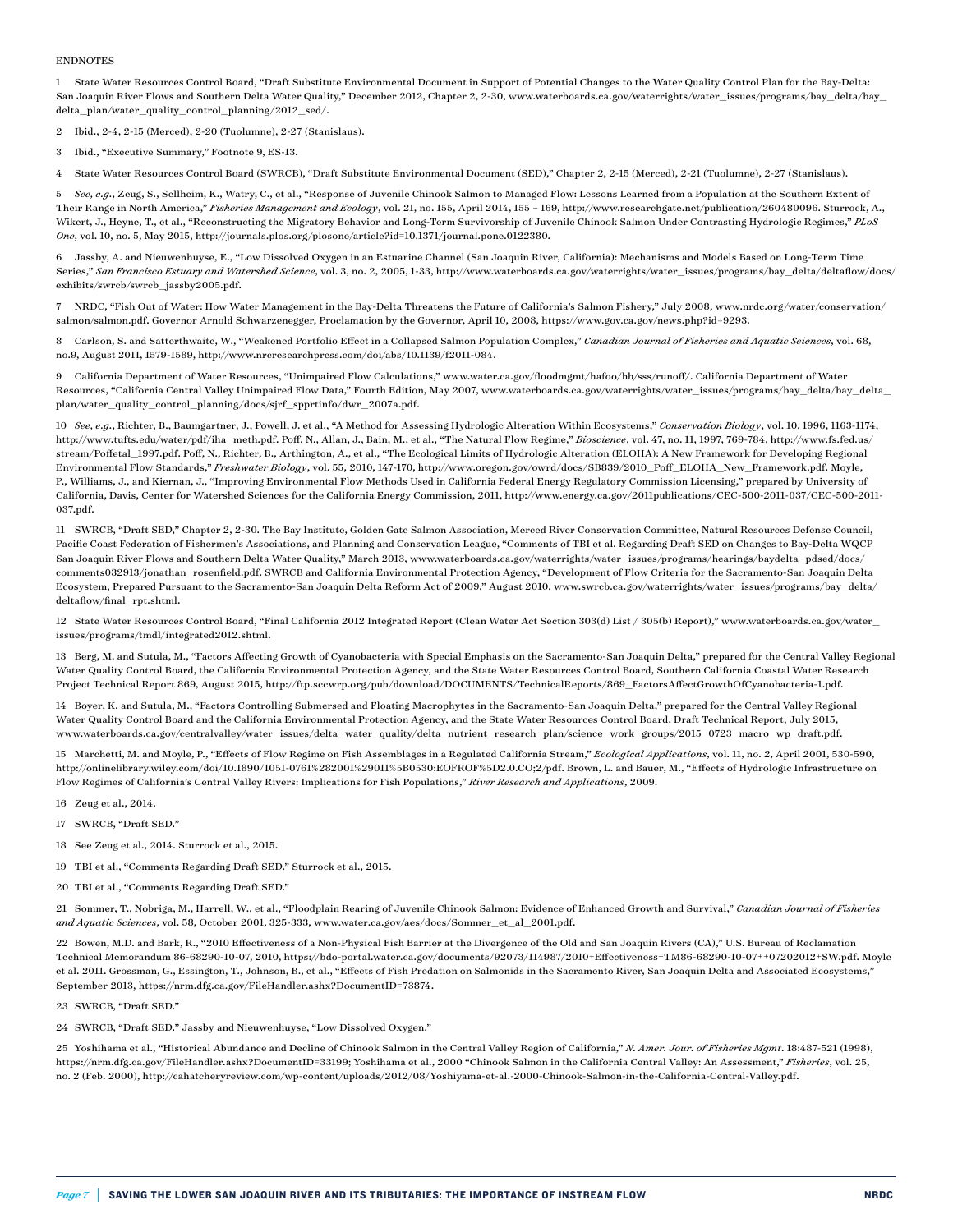ENDNOTES

1 State Water Resources Control Board, "Draft Substitute Environmental Document in Support of Potential Changes to the Water Quality Control Plan for the Bay-Delta: San Joaquin River Flows and Southern Delta Water Quality," December 2012, Chapter 2, 2-30, www.waterboards.ca.gov/waterrights/water_issues/programs/bay_delta/bay_delta_plan/water_quality_control_planning/2012_sed/.

2 Ibid., 2-4, 2-15 (Merced), 2-20 (Tuolumne), 2-27 (Stanislaus).

3 Ibid., "Executive Summary," Footnote 9, ES-13.

4 State Water Resources Control Board (SWRCB), "Draft Substitute Environmental Document (SED)," Chapter 2, 2-15 (Merced), 2-21 (Tuolumne), 2-27 (Stanislaus).

5 *See, e.g.*, Zeug, S., Sellheim, K., Watry, C., et al., "Response of Juvenile Chinook Salmon to Managed Flow: Lessons Learned from a Population at the Southern Extent of Their Range in North America," *Fisheries Management and Ecology*, vol. 21, no. 155, April 2014, 155 – 169, http://www.researchgate.net/publication/260480096. Sturrock, A., Wikert, J., Heyne, T., et al., "Reconstructing the Migratory Behavior and Long-Term Survivorship of Juvenile Chinook Salmon Under Contrasting Hydrologic Regimes," *PLoS One*, vol. 10, no. 5, May 2015, http://journals.plos.org/plosone/article?id=10.1371/journal.pone.0122380.

6 Jassby, A. and Nieuwenhuyse, E., "Low Dissolved Oxygen in an Estuarine Channel (San Joaquin River, California): Mechanisms and Models Based on Long-Term Time Series," *San Francisco Estuary and Watershed Science*, vol. 3, no. 2, 2005, 1-33, http://www.waterboards.ca.gov/waterrights/water_issues/programs/bay_delta/deltaflow/docs/exhibits/swrcb/swrcb_jassby2005.pdf.

7 NRDC, "Fish Out of Water: How Water Management in the Bay-Delta Threatens the Future of California's Salmon Fishery," July 2008, www.nrdc.org/water/conservation/salmon/salmon.pdf. Governor Arnold Schwarzenegger, Proclamation by the Governor, April 10, 2008, https://www.gov.ca.gov/news.php?id=9293.

8 Carlson, S. and Satterthwaite, W., "Weakened Portfolio Effect in a Collapsed Salmon Population Complex," *Canadian Journal of Fisheries and Aquatic Sciences*, vol. 68, no.9, August 2011, 1579-1589, http://www.nrcresearchpress.com/doi/abs/10.1139/f2011-084.

9 California Department of Water Resources, "Unimpaired Flow Calculations," www.water.ca.gov/floodmgmt/hafoo/hb/sss/runoff/. California Department of Water Resources, "California Central Valley Unimpaired Flow Data," Fourth Edition, May 2007, www.waterboards.ca.gov/waterrights/water_issues/programs/bay_delta/bay_delta_plan/water_quality_control_planning/docs/sjrf_spprtinfo/dwr_2007a.pdf.

10 *See, e.g.*, Richter, B., Baumgartner, J., Powell, J. et al., "A Method for Assessing Hydrologic Alteration Within Ecosystems," *Conservation Biology*, vol. 10, 1996, 1163-1174, http://www.tufts.edu/water/pdf/iha_meth.pdf. Poff, N., Allan, J., Bain, M., et al., "The Natural Flow Regime," *Bioscience*, vol. 47, no. 11, 1997, 769-784, http://www.fs.fed.us/stream/Poffetal_1997.pdf. Poff, N., Richter, B., Arthington, A., et al., "The Ecological Limits of Hydrologic Alteration (ELOHA): A New Framework for Developing Regional Environmental Flow Standards," *Freshwater Biology*, vol. 55, 2010, 147-170, http://www.oregon.gov/owrd/docs/SB839/2010_Poff_ELOHA_New_Framework.pdf. Moyle, P., Williams, J., and Kiernan, J., "Improving Environmental Flow Methods Used in California Federal Energy Regulatory Commission Licensing," prepared by University of California, Davis, Center for Watershed Sciences for the California Energy Commission, 2011, http://www.energy.ca.gov/2011publications/CEC-500-2011-037/CEC-500-2011-037.pdf.

11 SWRCB, "Draft SED," Chapter 2, 2-30. The Bay Institute, Golden Gate Salmon Association, Merced River Conservation Committee, Natural Resources Defense Council, Pacific Coast Federation of Fishermen's Associations, and Planning and Conservation League, "Comments of TBI et al. Regarding Draft SED on Changes to Bay-Delta WQCP San Joaquin River Flows and Southern Delta Water Quality," March 2013, www.waterboards.ca.gov/waterrights/water_issues/programs/hearings/baydelta_pdsed/docs/comments032913/jonathan_rosenfield.pdf. SWRCB and California Environmental Protection Agency, "Development of Flow Criteria for the Sacramento-San Joaquin Delta Ecosystem, Prepared Pursuant to the Sacramento-San Joaquin Delta Reform Act of 2009," August 2010, www.swrcb.ca.gov/waterrights/water_issues/programs/bay_delta/deltaflow/final_rpt.shtml.

12 State Water Resources Control Board, "Final California 2012 Integrated Report (Clean Water Act Section 303(d) List / 305(b) Report)," www.waterboards.ca.gov/water_issues/programs/tmdl/integrated2012.shtml.

13 Berg, M. and Sutula, M., "Factors Affecting Growth of Cyanobacteria with Special Emphasis on the Sacramento-San Joaquin Delta," prepared for the Central Valley Regional Water Quality Control Board, the California Environmental Protection Agency, and the State Water Resources Control Board, Southern California Coastal Water Research Project Technical Report 869, August 2015, http://ftp.sccwrp.org/pub/download/DOCUMENTS/TechnicalReports/869_FactorsAffectGrowthOfCyanobacteria-1.pdf.

14 Boyer, K. and Sutula, M., "Factors Controlling Submersed and Floating Macrophytes in the Sacramento-San Joaquin Delta," prepared for the Central Valley Regional Water Quality Control Board and the California Environmental Protection Agency, and the State Water Resources Control Board, Draft Technical Report, July 2015, www.waterboards.ca.gov/centralvalley/water_issues/delta_water_quality/delta_nutrient_research_plan/science_work_groups/2015_0723_macro_wp_draft.pdf.

15 Marchetti, M. and Moyle, P., "Effects of Flow Regime on Fish Assemblages in a Regulated California Stream," *Ecological Applications*, vol. 11, no. 2, April 2001, 530-590, http://onlinelibrary.wiley.com/doi/10.1890/1051-0761%282001%29011%5B0530:EOFROF%5D2.0.CO;2/pdf. Brown, L. and Bauer, M., "Effects of Hydrologic Infrastructure on Flow Regimes of California's Central Valley Rivers: Implications for Fish Populations," *River Research and Applications*, 2009.

16 Zeug et al., 2014.

17 SWRCB, "Draft SED."

18 See Zeug et al., 2014. Sturrock et al., 2015.

19 TBI et al., "Comments Regarding Draft SED." Sturrock et al., 2015.

20 TBI et al., "Comments Regarding Draft SED."

21 Sommer, T., Nobriga, M., Harrell, W., et al., "Floodplain Rearing of Juvenile Chinook Salmon: Evidence of Enhanced Growth and Survival," *Canadian Journal of Fisheries and Aquatic Sciences*, vol. 58, October 2001, 325-333, www.water.ca.gov/aes/docs/Sommer_et_al_2001.pdf.

22 Bowen, M.D. and Bark, R., "2010 Effectiveness of a Non-Physical Fish Barrier at the Divergence of the Old and San Joaquin Rivers (CA)," U.S. Bureau of Reclamation Technical Memorandum 86-68290-10-07, 2010, https://bdo-portal.water.ca.gov/documents/92073/114987/2010+Effectiveness+TM86-68290-10-07++07202012+SW.pdf. Moyle et al. 2011. Grossman, G., Essington, T., Johnson, B., et al., "Effects of Fish Predation on Salmonids in the Sacramento River, San Joaquin Delta and Associated Ecosystems," September 2013, https://nrm.dfg.ca.gov/FileHandler.ashx?DocumentID=73874.

23 SWRCB, "Draft SED."

24 SWRCB, "Draft SED." Jassby and Nieuwenhuyse, "Low Dissolved Oxygen."

25 Yoshihama et al., "Historical Abundance and Decline of Chinook Salmon in the Central Valley Region of California," *N. Amer. Jour. of Fisheries Mgmt*. 18:487-521 (1998), https://nrm.dfg.ca.gov/FileHandler.ashx?DocumentID=33199; Yoshihama et al., 2000 "Chinook Salmon in the California Central Valley: An Assessment," *Fisheries*, vol. 25, no. 2 (Feb. 2000), http://cahatcheryreview.com/wp-content/uploads/2012/08/Yoshiyama-et-al.-2000-Chinook-Salmon-in-the-California-Central-Valley.pdf.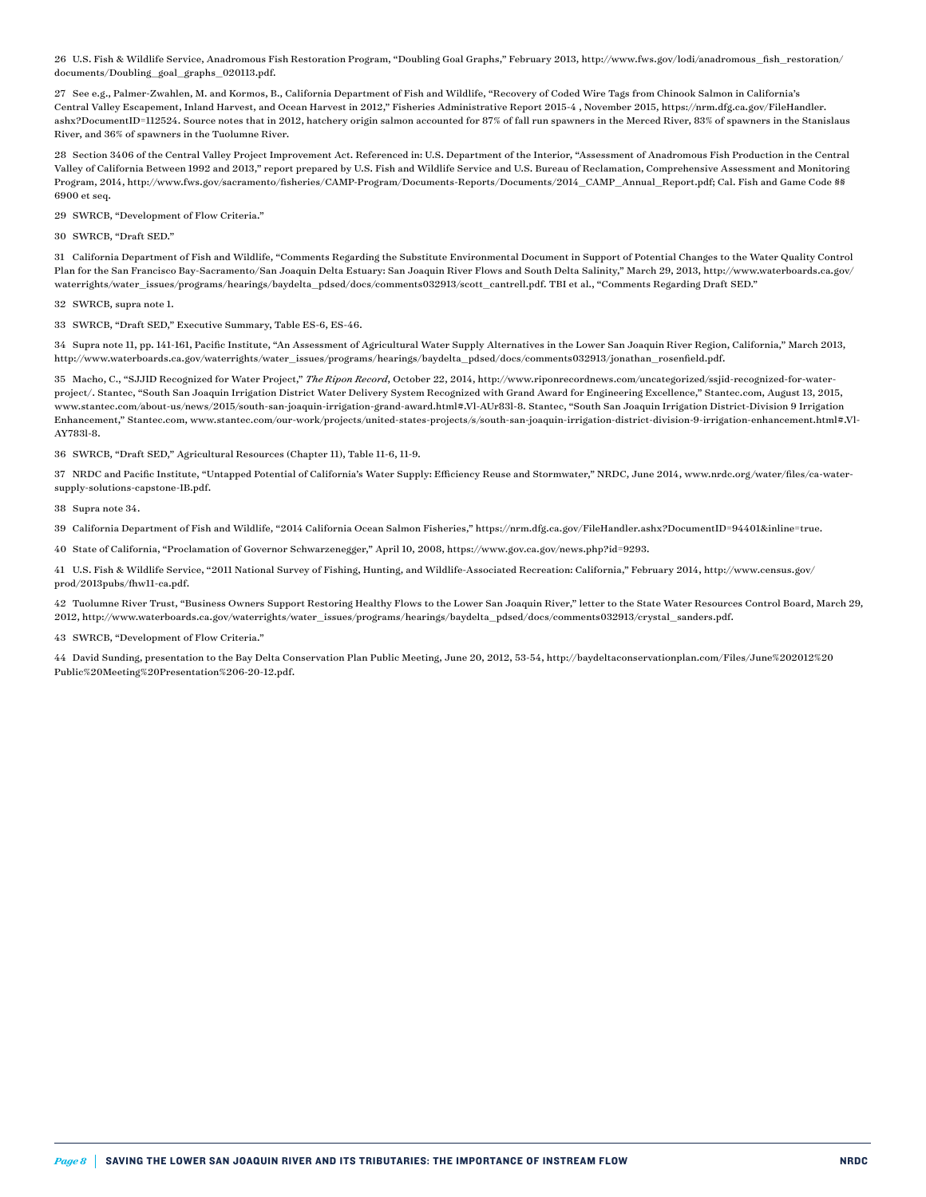26 U.S. Fish & Wildlife Service, Anadromous Fish Restoration Program, "Doubling Goal Graphs," February 2013, http://www.fws.gov/lodi/anadromous_fish_restoration/documents/Doubling_goal_graphs_020113.pdf.

27 See e.g., Palmer-Zwahlen, M. and Kormos, B., California Department of Fish and Wildlife, "Recovery of Coded Wire Tags from Chinook Salmon in California's Central Valley Escapement, Inland Harvest, and Ocean Harvest in 2012," Fisheries Administrative Report 2015-4 , November 2015, https://nrm.dfg.ca.gov/FileHandler.ashx?DocumentID=112524. Source notes that in 2012, hatchery origin salmon accounted for 87% of fall run spawners in the Merced River, 83% of spawners in the Stanislaus River, and 36% of spawners in the Tuolumne River.

28 Section 3406 of the Central Valley Project Improvement Act. Referenced in: U.S. Department of the Interior, "Assessment of Anadromous Fish Production in the Central Valley of California Between 1992 and 2013," report prepared by U.S. Fish and Wildlife Service and U.S. Bureau of Reclamation, Comprehensive Assessment and Monitoring Program, 2014, http://www.fws.gov/sacramento/fisheries/CAMP-Program/Documents-Reports/Documents/2014_CAMP_Annual_Report.pdf; Cal. Fish and Game Code §§ 6900 et seq.

29 SWRCB, "Development of Flow Criteria."

30 SWRCB, "Draft SED."

31 California Department of Fish and Wildlife, "Comments Regarding the Substitute Environmental Document in Support of Potential Changes to the Water Quality Control Plan for the San Francisco Bay-Sacramento/San Joaquin Delta Estuary: San Joaquin River Flows and South Delta Salinity," March 29, 2013, http://www.waterboards.ca.gov/waterrights/water_issues/programs/hearings/baydelta_pdsed/docs/comments032913/scott_cantrell.pdf. TBI et al., "Comments Regarding Draft SED."

32 SWRCB, supra note 1.

33 SWRCB, "Draft SED," Executive Summary, Table ES-6, ES-46.

34 Supra note 11, pp. 141-161, Pacific Institute, "An Assessment of Agricultural Water Supply Alternatives in the Lower San Joaquin River Region, California," March 2013, http://www.waterboards.ca.gov/waterrights/water_issues/programs/hearings/baydelta_pdsed/docs/comments032913/jonathan_rosenfield.pdf.

35 Macho, C., "SJJID Recognized for Water Project," *The Ripon Record*, October 22, 2014, http://www.riponrecordnews.com/uncategorized/ssjid-recognized-for-water-project/. Stantec, "South San Joaquin Irrigation District Water Delivery System Recognized with Grand Award for Engineering Excellence," Stantec.com, August 13, 2015, www.stantec.com/about-us/news/2015/south-san-joaquin-irrigation-grand-award.html#.Vl-AUr83l-8. Stantec, "South San Joaquin Irrigation District-Division 9 Irrigation Enhancement," Stantec.com, www.stantec.com/our-work/projects/united-states-projects/s/south-san-joaquin-irrigation-district-division-9-irrigation-enhancement.html#.Vl-AY783l-8.

36 SWRCB, "Draft SED," Agricultural Resources (Chapter 11), Table 11-6, 11-9.

37 NRDC and Pacific Institute, "Untapped Potential of California's Water Supply: Efficiency Reuse and Stormwater," NRDC, June 2014, www.nrdc.org/water/files/ca-water-supply-solutions-capstone-IB.pdf.

38 Supra note 34.

39 California Department of Fish and Wildlife, "2014 California Ocean Salmon Fisheries," https://nrm.dfg.ca.gov/FileHandler.ashx?DocumentID=94401&inline=true.

40 State of California, "Proclamation of Governor Schwarzenegger," April 10, 2008, https://www.gov.ca.gov/news.php?id=9293.

41 U.S. Fish & Wildlife Service, "2011 National Survey of Fishing, Hunting, and Wildlife-Associated Recreation: California," February 2014, http://www.census.gov/prod/2013pubs/fhw11-ca.pdf.

42 Tuolumne River Trust, "Business Owners Support Restoring Healthy Flows to the Lower San Joaquin River," letter to the State Water Resources Control Board, March 29, 2012, http://www.waterboards.ca.gov/waterrights/water_issues/programs/hearings/baydelta_pdsed/docs/comments032913/crystal_sanders.pdf.

43 SWRCB, "Development of Flow Criteria."

44 David Sunding, presentation to the Bay Delta Conservation Plan Public Meeting, June 20, 2012, 53-54, http://baydeltaconservationplan.com/Files/June%202012%20Public%20Meeting%20Presentation%206-20-12.pdf.